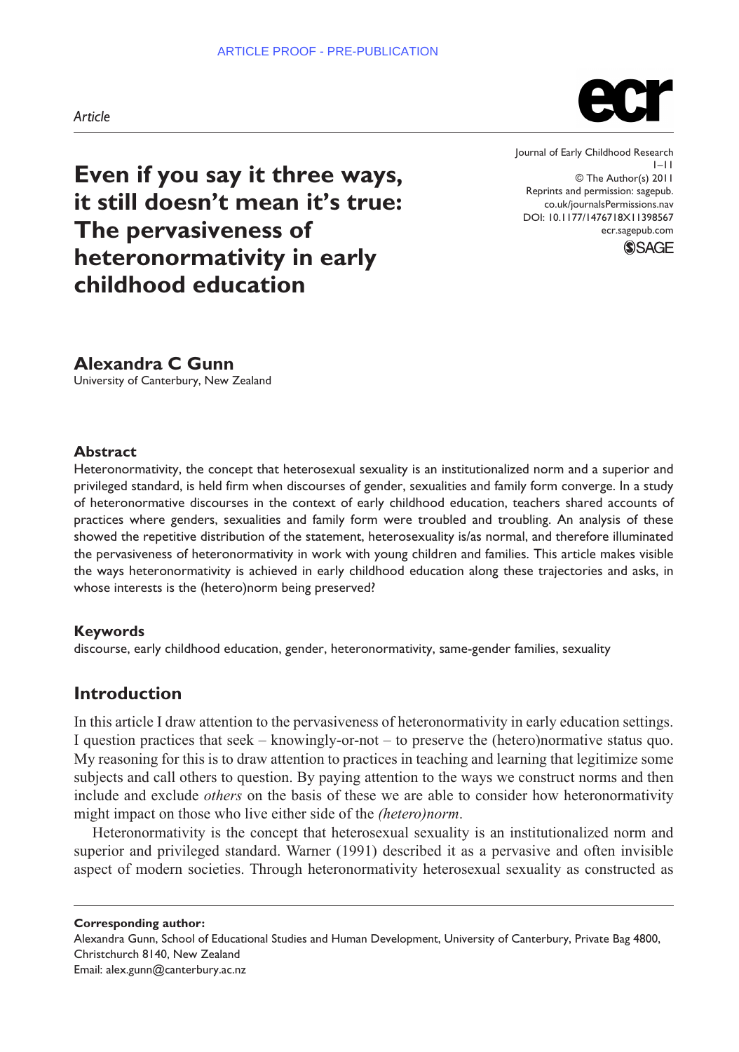ARTICLE PROOF - PRE-PUBLICATION

*Article*

Journal of Early Childhood Research
1–11
© The Author(s) 2011
Reprints and permission: sagepub.co.uk/journalsPermissions.nav
DOI: 10.1177/1476718X11398567
ecr.sagepub.com

# Even if you say it three ways, it still doesn't mean it's true: The pervasiveness of heteronormativity in early childhood education

**Alexandra C Gunn**
University of Canterbury, New Zealand

### Abstract

Heteronormativity, the concept that heterosexual sexuality is an institutionalized norm and a superior and privileged standard, is held firm when discourses of gender, sexualities and family form converge. In a study of heteronormative discourses in the context of early childhood education, teachers shared accounts of practices where genders, sexualities and family form were troubled and troubling. An analysis of these showed the repetitive distribution of the statement, heterosexuality is/as normal, and therefore illuminated the pervasiveness of heteronormativity in work with young children and families. This article makes visible the ways heteronormativity is achieved in early childhood education along these trajectories and asks, in whose interests is the (hetero)norm being preserved?

### Keywords

discourse, early childhood education, gender, heteronormativity, same-gender families, sexuality

## Introduction

In this article I draw attention to the pervasiveness of heteronormativity in early education settings. I question practices that seek – knowingly-or-not – to preserve the (hetero)normative status quo. My reasoning for this is to draw attention to practices in teaching and learning that legitimize some subjects and call others to question. By paying attention to the ways we construct norms and then include and exclude *others* on the basis of these we are able to consider how heteronormativity might impact on those who live either side of the *(hetero)norm*.

Heteronormativity is the concept that heterosexual sexuality is an institutionalized norm and superior and privileged standard. Warner (1991) described it as a pervasive and often invisible aspect of modern societies. Through heteronormativity heterosexual sexuality as constructed as

**Corresponding author:**
Alexandra Gunn, School of Educational Studies and Human Development, University of Canterbury, Private Bag 4800, Christchurch 8140, New Zealand
Email: alex.gunn@canterbury.ac.nz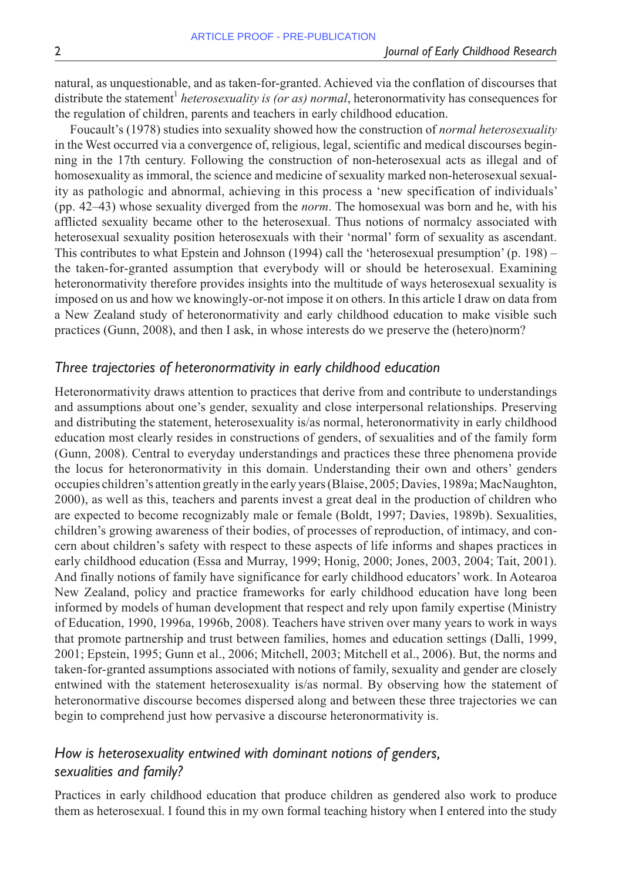natural, as unquestionable, and as taken-for-granted. Achieved via the conflation of discourses that distribute the statement[1] *heterosexuality is (or as) normal*, heteronormativity has consequences for the regulation of children, parents and teachers in early childhood education.

Foucault's (1978) studies into sexuality showed how the construction of *normal heterosexuality* in the West occurred via a convergence of, religious, legal, scientific and medical discourses beginning in the 17th century. Following the construction of non-heterosexual acts as illegal and of homosexuality as immoral, the science and medicine of sexuality marked non-heterosexual sexuality as pathologic and abnormal, achieving in this process a 'new specification of individuals' (pp. 42–43) whose sexuality diverged from the *norm*. The homosexual was born and he, with his afflicted sexuality became other to the heterosexual. Thus notions of normalcy associated with heterosexual sexuality position heterosexuals with their 'normal' form of sexuality as ascendant. This contributes to what Epstein and Johnson (1994) call the 'heterosexual presumption' (p. 198) – the taken-for-granted assumption that everybody will or should be heterosexual. Examining heteronormativity therefore provides insights into the multitude of ways heterosexual sexuality is imposed on us and how we knowingly-or-not impose it on others. In this article I draw on data from a New Zealand study of heteronormativity and early childhood education to make visible such practices (Gunn, 2008), and then I ask, in whose interests do we preserve the (hetero)norm?

## *Three trajectories of heteronormativity in early childhood education*

Heteronormativity draws attention to practices that derive from and contribute to understandings and assumptions about one's gender, sexuality and close interpersonal relationships. Preserving and distributing the statement, heterosexuality is/as normal, heteronormativity in early childhood education most clearly resides in constructions of genders, of sexualities and of the family form (Gunn, 2008). Central to everyday understandings and practices these three phenomena provide the locus for heteronormativity in this domain. Understanding their own and others' genders occupies children's attention greatly in the early years (Blaise, 2005; Davies, 1989a; MacNaughton, 2000), as well as this, teachers and parents invest a great deal in the production of children who are expected to become recognizably male or female (Boldt, 1997; Davies, 1989b). Sexualities, children's growing awareness of their bodies, of processes of reproduction, of intimacy, and concern about children's safety with respect to these aspects of life informs and shapes practices in early childhood education (Essa and Murray, 1999; Honig, 2000; Jones, 2003, 2004; Tait, 2001). And finally notions of family have significance for early childhood educators' work. In Aotearoa New Zealand, policy and practice frameworks for early childhood education have long been informed by models of human development that respect and rely upon family expertise (Ministry of Education, 1990, 1996a, 1996b, 2008). Teachers have striven over many years to work in ways that promote partnership and trust between families, homes and education settings (Dalli, 1999, 2001; Epstein, 1995; Gunn et al., 2006; Mitchell, 2003; Mitchell et al., 2006). But, the norms and taken-for-granted assumptions associated with notions of family, sexuality and gender are closely entwined with the statement heterosexuality is/as normal. By observing how the statement of heteronormative discourse becomes dispersed along and between these three trajectories we can begin to comprehend just how pervasive a discourse heteronormativity is.

## *How is heterosexuality entwined with dominant notions of genders, sexualities and family?*

Practices in early childhood education that produce children as gendered also work to produce them as heterosexual. I found this in my own formal teaching history when I entered into the study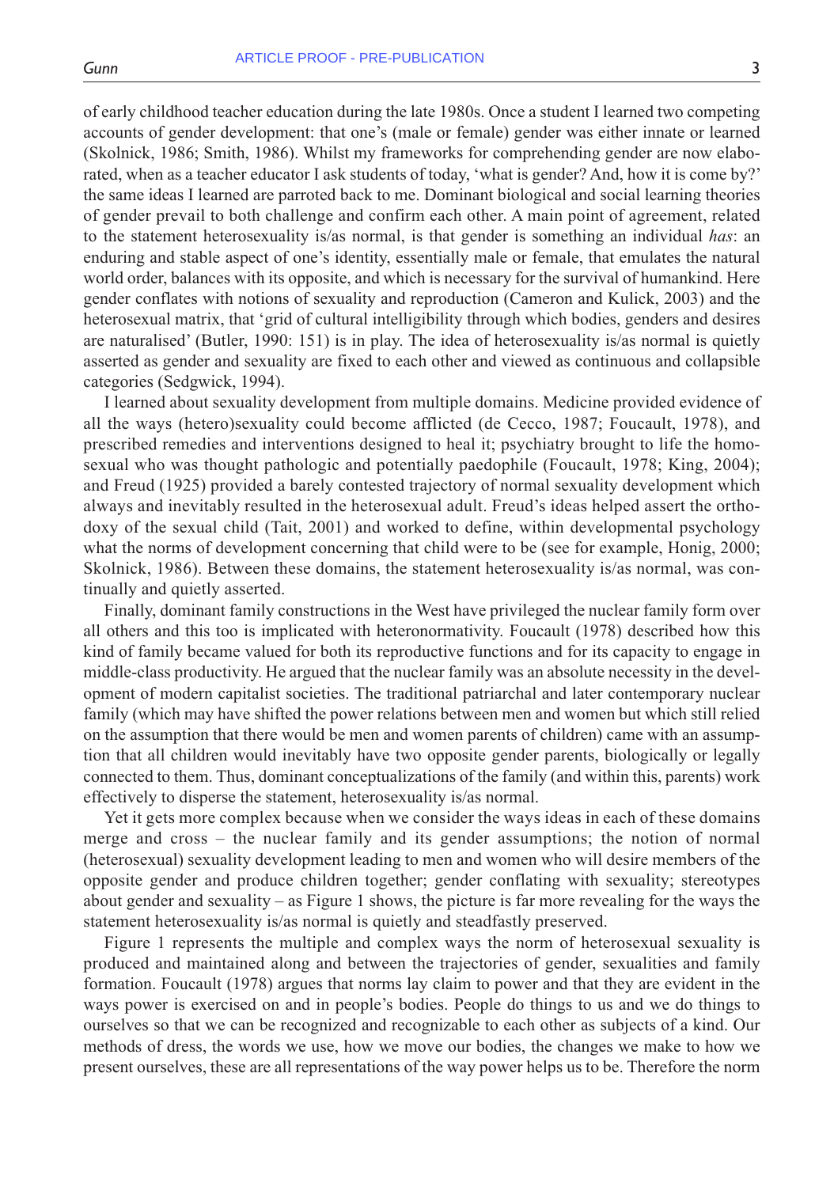of early childhood teacher education during the late 1980s. Once a student I learned two competing accounts of gender development: that one's (male or female) gender was either innate or learned (Skolnick, 1986; Smith, 1986). Whilst my frameworks for comprehending gender are now elaborated, when as a teacher educator I ask students of today, 'what is gender? And, how it is come by?' the same ideas I learned are parroted back to me. Dominant biological and social learning theories of gender prevail to both challenge and confirm each other. A main point of agreement, related to the statement heterosexuality is/as normal, is that gender is something an individual *has*: an enduring and stable aspect of one's identity, essentially male or female, that emulates the natural world order, balances with its opposite, and which is necessary for the survival of humankind. Here gender conflates with notions of sexuality and reproduction (Cameron and Kulick, 2003) and the heterosexual matrix, that 'grid of cultural intelligibility through which bodies, genders and desires are naturalised' (Butler, 1990: 151) is in play. The idea of heterosexuality is/as normal is quietly asserted as gender and sexuality are fixed to each other and viewed as continuous and collapsible categories (Sedgwick, 1994).

I learned about sexuality development from multiple domains. Medicine provided evidence of all the ways (hetero)sexuality could become afflicted (de Cecco, 1987; Foucault, 1978), and prescribed remedies and interventions designed to heal it; psychiatry brought to life the homosexual who was thought pathologic and potentially paedophile (Foucault, 1978; King, 2004); and Freud (1925) provided a barely contested trajectory of normal sexuality development which always and inevitably resulted in the heterosexual adult. Freud's ideas helped assert the orthodoxy of the sexual child (Tait, 2001) and worked to define, within developmental psychology what the norms of development concerning that child were to be (see for example, Honig, 2000; Skolnick, 1986). Between these domains, the statement heterosexuality is/as normal, was continually and quietly asserted.

Finally, dominant family constructions in the West have privileged the nuclear family form over all others and this too is implicated with heteronormativity. Foucault (1978) described how this kind of family became valued for both its reproductive functions and for its capacity to engage in middle-class productivity. He argued that the nuclear family was an absolute necessity in the development of modern capitalist societies. The traditional patriarchal and later contemporary nuclear family (which may have shifted the power relations between men and women but which still relied on the assumption that there would be men and women parents of children) came with an assumption that all children would inevitably have two opposite gender parents, biologically or legally connected to them. Thus, dominant conceptualizations of the family (and within this, parents) work effectively to disperse the statement, heterosexuality is/as normal.

Yet it gets more complex because when we consider the ways ideas in each of these domains merge and cross – the nuclear family and its gender assumptions; the notion of normal (heterosexual) sexuality development leading to men and women who will desire members of the opposite gender and produce children together; gender conflating with sexuality; stereotypes about gender and sexuality – as Figure 1 shows, the picture is far more revealing for the ways the statement heterosexuality is/as normal is quietly and steadfastly preserved.

Figure 1 represents the multiple and complex ways the norm of heterosexual sexuality is produced and maintained along and between the trajectories of gender, sexualities and family formation. Foucault (1978) argues that norms lay claim to power and that they are evident in the ways power is exercised on and in people's bodies. People do things to us and we do things to ourselves so that we can be recognized and recognizable to each other as subjects of a kind. Our methods of dress, the words we use, how we move our bodies, the changes we make to how we present ourselves, these are all representations of the way power helps us to be. Therefore the norm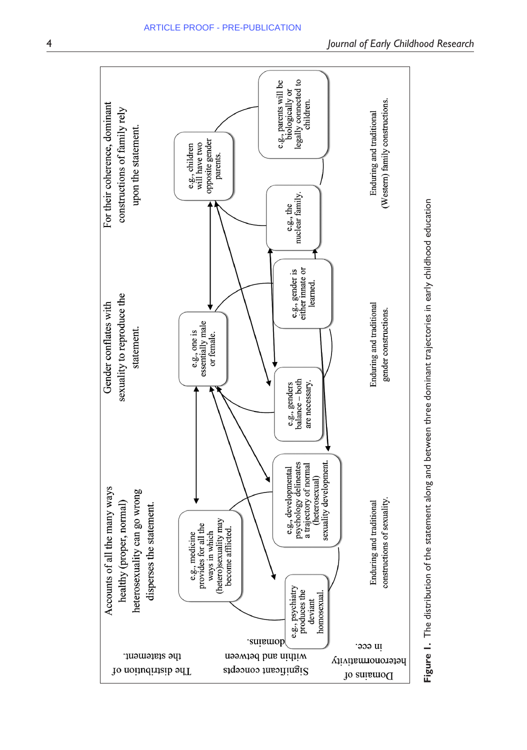| | | | |
|---|---|---|---|
| The distribution of the statement. | Accounts of all the many ways healthy (proper, normal) heterosexuality can go wrong disperses the statement. | Gender conflates with sexuality to reproduce the statement. | For their coherence, dominant constructions of family rely upon the statement. |
| Significant concepts within and between domains. | e.g., medicine provides for all the ways in which (hetero)sexuality may become afflicted. | e.g., one is essentially male or female. | e.g., children will have two opposite gender parents. |
| | e.g., psychiatry produces the deviant homosexual. | e.g., genders balance – both are necessary. | e.g., the nuclear family. |
| | e.g., developmental psychology delineates a trajectory of normal (heterosexual) sexuality development. | e.g., gender is either innate or learned. | e.g., parents will be biologically or legally connected to children. |
| Domains of heteronormativity in ece. | Enduring and traditional constructions of sexuality. | Enduring and traditional gender constructions. | Enduring and traditional (Western) family constructions. |

**Figure 1.** The distribution of the statement along and between three dominant trajectories in early childhood education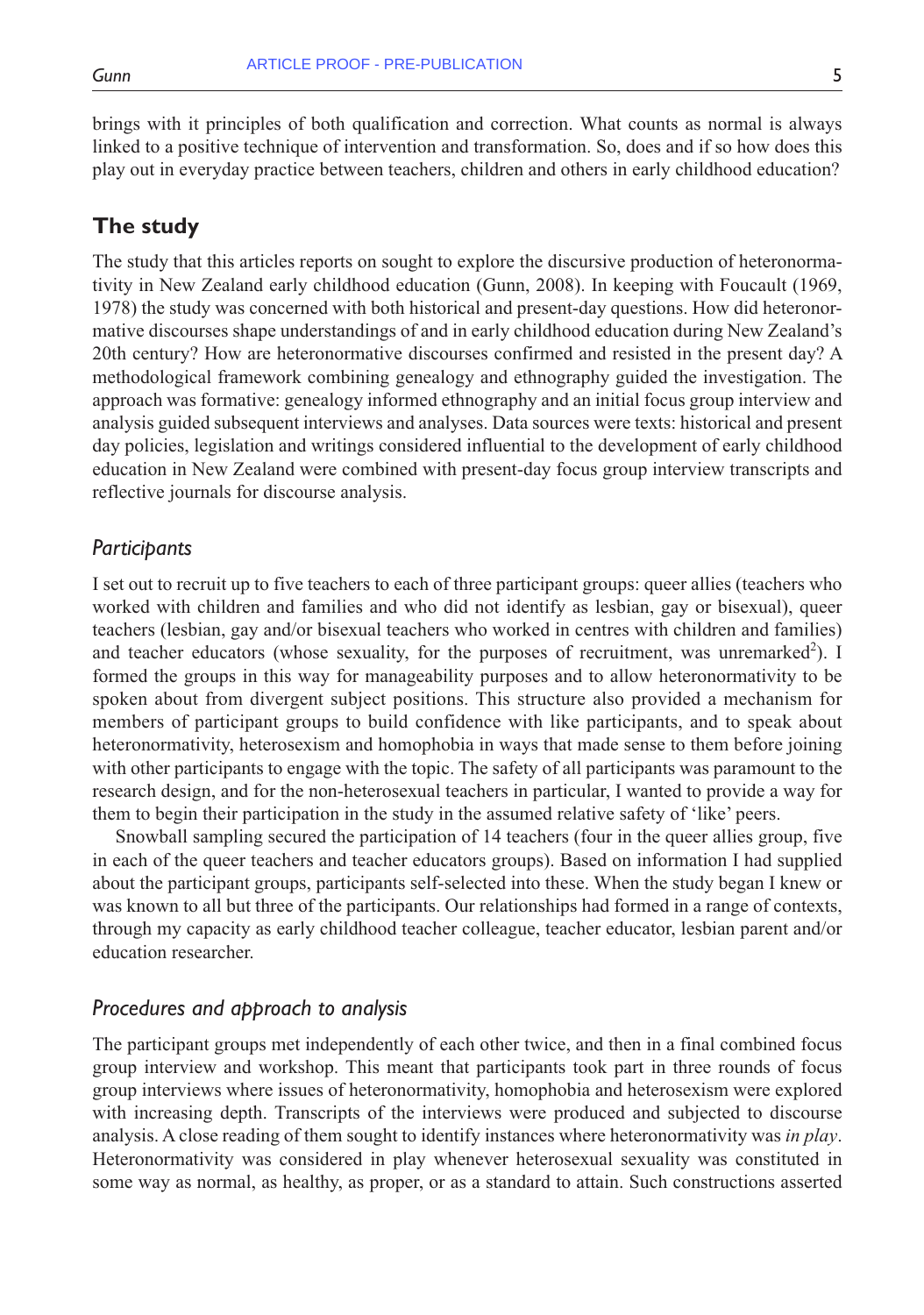brings with it principles of both qualification and correction. What counts as normal is always linked to a positive technique of intervention and transformation. So, does and if so how does this play out in everyday practice between teachers, children and others in early childhood education?

## The study

The study that this articles reports on sought to explore the discursive production of heteronormativity in New Zealand early childhood education (Gunn, 2008). In keeping with Foucault (1969, 1978) the study was concerned with both historical and present-day questions. How did heteronormative discourses shape understandings of and in early childhood education during New Zealand's 20th century? How are heteronormative discourses confirmed and resisted in the present day? A methodological framework combining genealogy and ethnography guided the investigation. The approach was formative: genealogy informed ethnography and an initial focus group interview and analysis guided subsequent interviews and analyses. Data sources were texts: historical and present day policies, legislation and writings considered influential to the development of early childhood education in New Zealand were combined with present-day focus group interview transcripts and reflective journals for discourse analysis.

### *Participants*

I set out to recruit up to five teachers to each of three participant groups: queer allies (teachers who worked with children and families and who did not identify as lesbian, gay or bisexual), queer teachers (lesbian, gay and/or bisexual teachers who worked in centres with children and families) and teacher educators (whose sexuality, for the purposes of recruitment, was unremarked[2]). I formed the groups in this way for manageability purposes and to allow heteronormativity to be spoken about from divergent subject positions. This structure also provided a mechanism for members of participant groups to build confidence with like participants, and to speak about heteronormativity, heterosexism and homophobia in ways that made sense to them before joining with other participants to engage with the topic. The safety of all participants was paramount to the research design, and for the non-heterosexual teachers in particular, I wanted to provide a way for them to begin their participation in the study in the assumed relative safety of 'like' peers.

Snowball sampling secured the participation of 14 teachers (four in the queer allies group, five in each of the queer teachers and teacher educators groups). Based on information I had supplied about the participant groups, participants self-selected into these. When the study began I knew or was known to all but three of the participants. Our relationships had formed in a range of contexts, through my capacity as early childhood teacher colleague, teacher educator, lesbian parent and/or education researcher.

### *Procedures and approach to analysis*

The participant groups met independently of each other twice, and then in a final combined focus group interview and workshop. This meant that participants took part in three rounds of focus group interviews where issues of heteronormativity, homophobia and heterosexism were explored with increasing depth. Transcripts of the interviews were produced and subjected to discourse analysis. A close reading of them sought to identify instances where heteronormativity was *in play*. Heteronormativity was considered in play whenever heterosexual sexuality was constituted in some way as normal, as healthy, as proper, or as a standard to attain. Such constructions asserted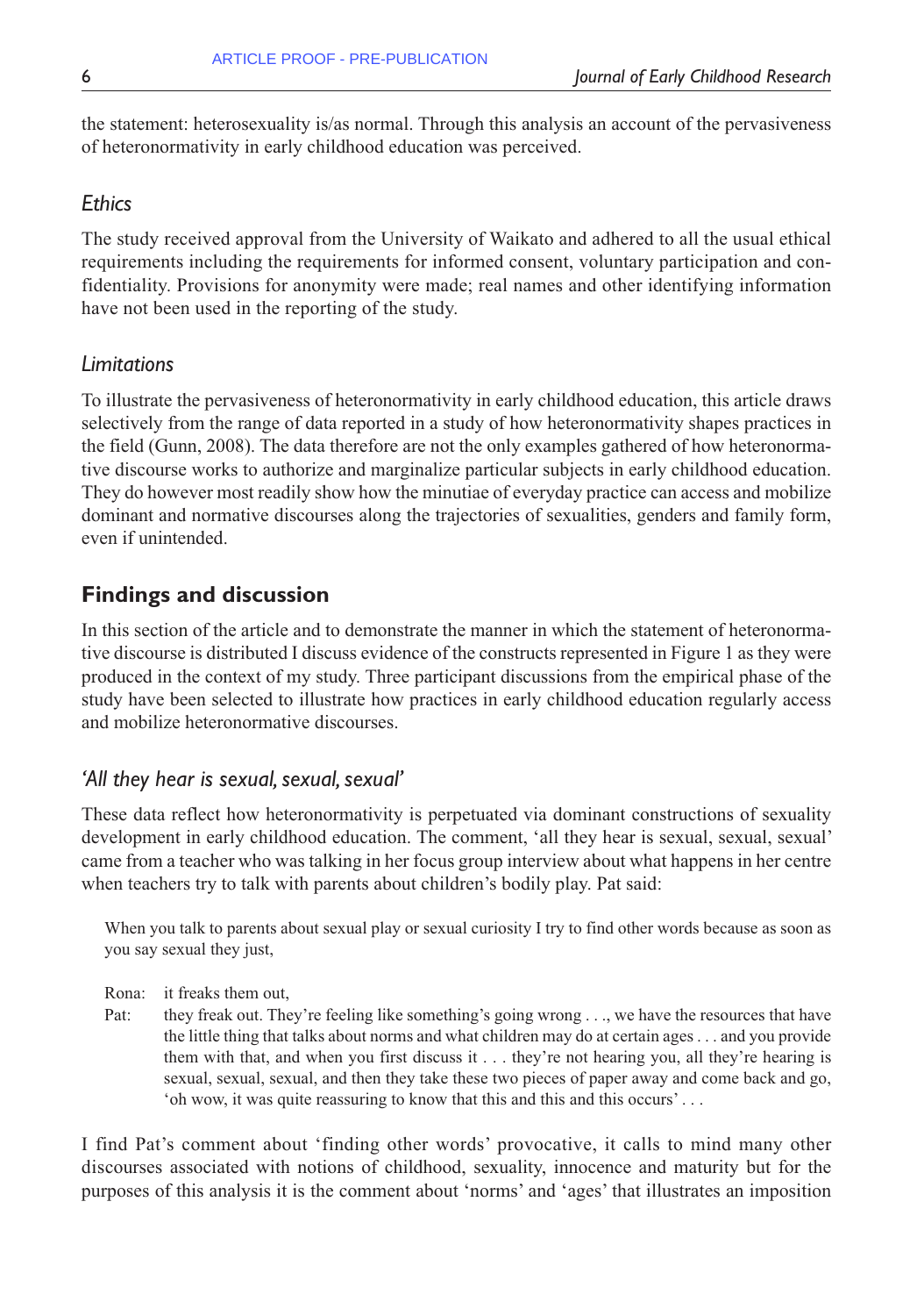the statement: heterosexuality is/as normal. Through this analysis an account of the pervasiveness of heteronormativity in early childhood education was perceived.

### *Ethics*

The study received approval from the University of Waikato and adhered to all the usual ethical requirements including the requirements for informed consent, voluntary participation and confidentiality. Provisions for anonymity were made; real names and other identifying information have not been used in the reporting of the study.

### *Limitations*

To illustrate the pervasiveness of heteronormativity in early childhood education, this article draws selectively from the range of data reported in a study of how heteronormativity shapes practices in the field (Gunn, 2008). The data therefore are not the only examples gathered of how heteronormative discourse works to authorize and marginalize particular subjects in early childhood education. They do however most readily show how the minutiae of everyday practice can access and mobilize dominant and normative discourses along the trajectories of sexualities, genders and family form, even if unintended.

## Findings and discussion

In this section of the article and to demonstrate the manner in which the statement of heteronormative discourse is distributed I discuss evidence of the constructs represented in Figure 1 as they were produced in the context of my study. Three participant discussions from the empirical phase of the study have been selected to illustrate how practices in early childhood education regularly access and mobilize heteronormative discourses.

### *'All they hear is sexual, sexual, sexual'*

These data reflect how heteronormativity is perpetuated via dominant constructions of sexuality development in early childhood education. The comment, 'all they hear is sexual, sexual, sexual' came from a teacher who was talking in her focus group interview about what happens in her centre when teachers try to talk with parents about children's bodily play. Pat said:

> When you talk to parents about sexual play or sexual curiosity I try to find other words because as soon as you say sexual they just,
>
> Rona: it freaks them out,
>
> Pat: they freak out. They're feeling like something's going wrong . . ., we have the resources that have the little thing that talks about norms and what children may do at certain ages . . . and you provide them with that, and when you first discuss it . . . they're not hearing you, all they're hearing is sexual, sexual, sexual, and then they take these two pieces of paper away and come back and go, 'oh wow, it was quite reassuring to know that this and this occurs' . . .

I find Pat's comment about 'finding other words' provocative, it calls to mind many other discourses associated with notions of childhood, sexuality, innocence and maturity but for the purposes of this analysis it is the comment about 'norms' and 'ages' that illustrates an imposition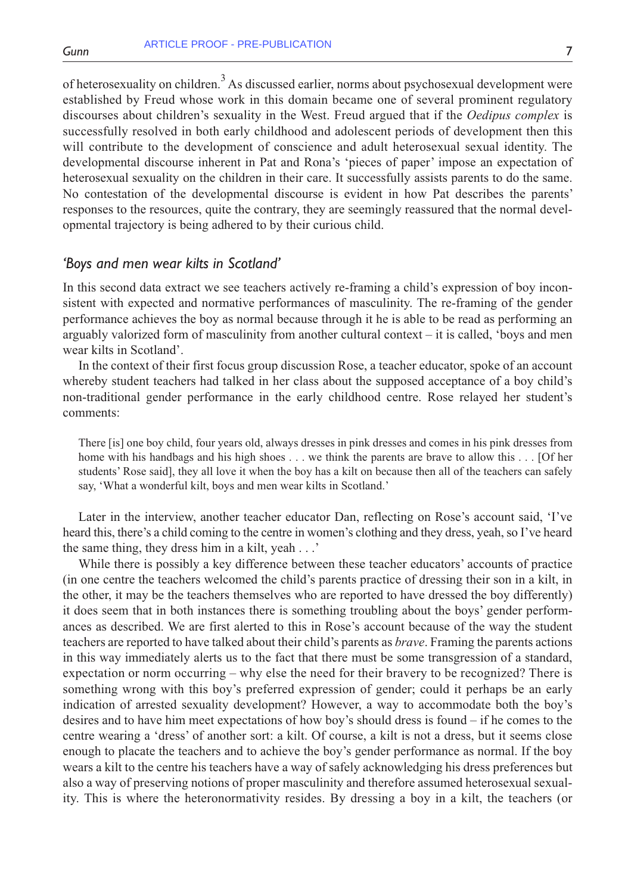of heterosexuality on children.[3] As discussed earlier, norms about psychosexual development were established by Freud whose work in this domain became one of several prominent regulatory discourses about children's sexuality in the West. Freud argued that if the *Oedipus complex* is successfully resolved in both early childhood and adolescent periods of development then this will contribute to the development of conscience and adult heterosexual sexual identity. The developmental discourse inherent in Pat and Rona's 'pieces of paper' impose an expectation of heterosexual sexuality on the children in their care. It successfully assists parents to do the same. No contestation of the developmental discourse is evident in how Pat describes the parents' responses to the resources, quite the contrary, they are seemingly reassured that the normal developmental trajectory is being adhered to by their curious child.

## *'Boys and men wear kilts in Scotland'*

In this second data extract we see teachers actively re-framing a child's expression of boy inconsistent with expected and normative performances of masculinity. The re-framing of the gender performance achieves the boy as normal because through it he is able to be read as performing an arguably valorized form of masculinity from another cultural context – it is called, 'boys and men wear kilts in Scotland'.

In the context of their first focus group discussion Rose, a teacher educator, spoke of an account whereby student teachers had talked in her class about the supposed acceptance of a boy child's non-traditional gender performance in the early childhood centre. Rose relayed her student's comments:

> There [is] one boy child, four years old, always dresses in pink dresses and comes in his pink dresses from home with his handbags and his high shoes . . . we think the parents are brave to allow this . . . [Of her students' Rose said], they all love it when the boy has a kilt on because then all of the teachers can safely say, 'What a wonderful kilt, boys and men wear kilts in Scotland.'

Later in the interview, another teacher educator Dan, reflecting on Rose's account said, 'I've heard this, there's a child coming to the centre in women's clothing and they dress, yeah, so I've heard the same thing, they dress him in a kilt, yeah . . .'

While there is possibly a key difference between these teacher educators' accounts of practice (in one centre the teachers welcomed the child's parents practice of dressing their son in a kilt, in the other, it may be the teachers themselves who are reported to have dressed the boy differently) it does seem that in both instances there is something troubling about the boys' gender performances as described. We are first alerted to this in Rose's account because of the way the student teachers are reported to have talked about their child's parents as *brave*. Framing the parents actions in this way immediately alerts us to the fact that there must be some transgression of a standard, expectation or norm occurring – why else the need for their bravery to be recognized? There is something wrong with this boy's preferred expression of gender; could it perhaps be an early indication of arrested sexuality development? However, a way to accommodate both the boy's desires and to have him meet expectations of how boy's should dress is found – if he comes to the centre wearing a 'dress' of another sort: a kilt. Of course, a kilt is not a dress, but it seems close enough to placate the teachers and to achieve the boy's gender performance as normal. If the boy wears a kilt to the centre his teachers have a way of safely acknowledging his dress preferences but also a way of preserving notions of proper masculinity and therefore assumed heterosexual sexuality. This is where the heteronormativity resides. By dressing a boy in a kilt, the teachers (or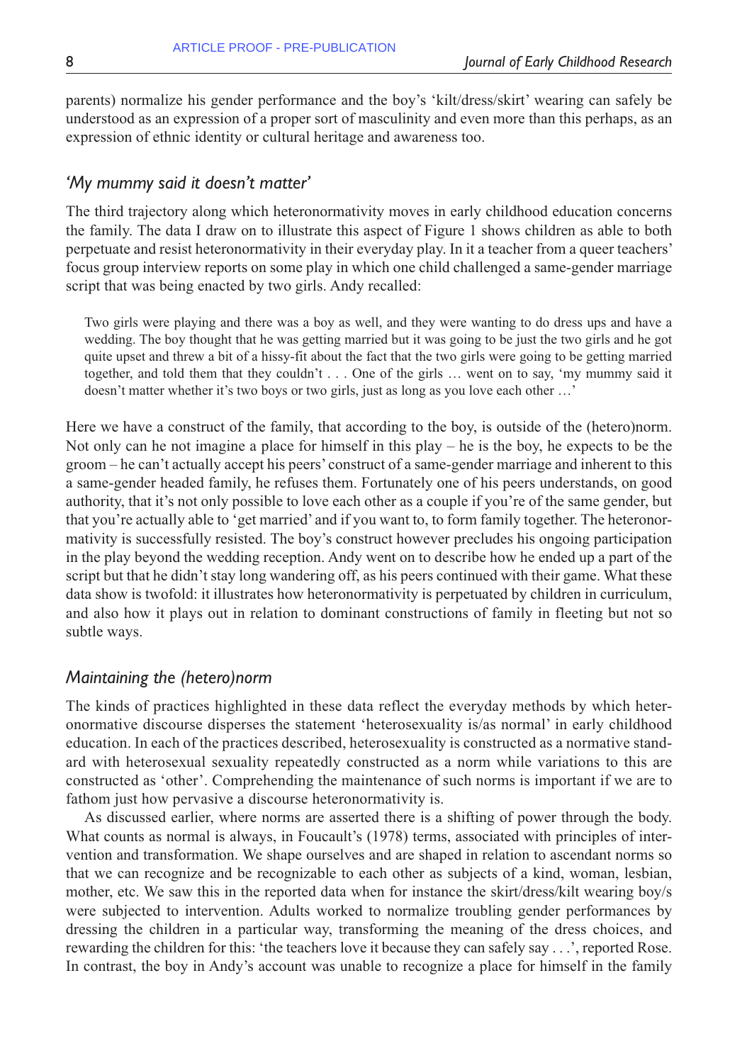parents) normalize his gender performance and the boy's 'kilt/dress/skirt' wearing can safely be understood as an expression of a proper sort of masculinity and even more than this perhaps, as an expression of ethnic identity or cultural heritage and awareness too.

### *'My mummy said it doesn't matter'*

The third trajectory along which heteronormativity moves in early childhood education concerns the family. The data I draw on to illustrate this aspect of Figure 1 shows children as able to both perpetuate and resist heteronormativity in their everyday play. In it a teacher from a queer teachers' focus group interview reports on some play in which one child challenged a same-gender marriage script that was being enacted by two girls. Andy recalled:

> Two girls were playing and there was a boy as well, and they were wanting to do dress ups and have a wedding. The boy thought that he was getting married but it was going to be just the two girls and he got quite upset and threw a bit of a hissy-fit about the fact that the two girls were going to be getting married together, and told them that they couldn't . . . One of the girls … went on to say, 'my mummy said it doesn't matter whether it's two boys or two girls, just as long as you love each other …'

Here we have a construct of the family, that according to the boy, is outside of the (hetero)norm. Not only can he not imagine a place for himself in this play – he is the boy, he expects to be the groom – he can't actually accept his peers' construct of a same-gender marriage and inherent to this a same-gender headed family, he refuses them. Fortunately one of his peers understands, on good authority, that it's not only possible to love each other as a couple if you're of the same gender, but that you're actually able to 'get married' and if you want to, to form family together. The heteronormativity is successfully resisted. The boy's construct however precludes his ongoing participation in the play beyond the wedding reception. Andy went on to describe how he ended up a part of the script but that he didn't stay long wandering off, as his peers continued with their game. What these data show is twofold: it illustrates how heteronormativity is perpetuated by children in curriculum, and also how it plays out in relation to dominant constructions of family in fleeting but not so subtle ways.

### *Maintaining the (hetero)norm*

The kinds of practices highlighted in these data reflect the everyday methods by which heteronormative discourse disperses the statement 'heterosexuality is/as normal' in early childhood education. In each of the practices described, heterosexuality is constructed as a normative standard with heterosexual sexuality repeatedly constructed as a norm while variations to this are constructed as 'other'. Comprehending the maintenance of such norms is important if we are to fathom just how pervasive a discourse heteronormativity is.

As discussed earlier, where norms are asserted there is a shifting of power through the body. What counts as normal is always, in Foucault's (1978) terms, associated with principles of intervention and transformation. We shape ourselves and are shaped in relation to ascendant norms so that we can recognize and be recognizable to each other as subjects of a kind, woman, lesbian, mother, etc. We saw this in the reported data when for instance the skirt/dress/kilt wearing boy/s were subjected to intervention. Adults worked to normalize troubling gender performances by dressing the children in a particular way, transforming the meaning of the dress choices, and rewarding the children for this: 'the teachers love it because they can safely say . . .', reported Rose. In contrast, the boy in Andy's account was unable to recognize a place for himself in the family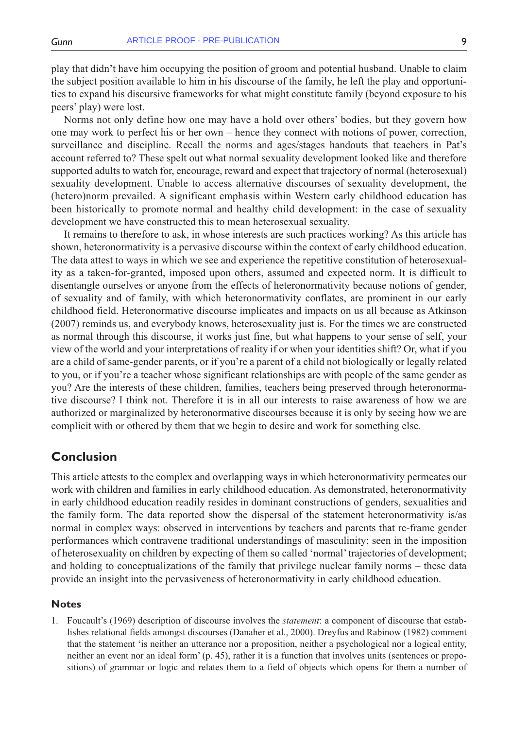play that didn't have him occupying the position of groom and potential husband. Unable to claim the subject position available to him in his discourse of the family, he left the play and opportunities to expand his discursive frameworks for what might constitute family (beyond exposure to his peers' play) were lost.

Norms not only define how one may have a hold over others' bodies, but they govern how one may work to perfect his or her own – hence they connect with notions of power, correction, surveillance and discipline. Recall the norms and ages/stages handouts that teachers in Pat's account referred to? These spelt out what normal sexuality development looked like and therefore supported adults to watch for, encourage, reward and expect that trajectory of normal (heterosexual) sexuality development. Unable to access alternative discourses of sexuality development, the (hetero)norm prevailed. A significant emphasis within Western early childhood education has been historically to promote normal and healthy child development: in the case of sexuality development we have constructed this to mean heterosexual sexuality.

It remains to therefore to ask, in whose interests are such practices working? As this article has shown, heteronormativity is a pervasive discourse within the context of early childhood education. The data attest to ways in which we see and experience the repetitive constitution of heterosexuality as a taken-for-granted, imposed upon others, assumed and expected norm. It is difficult to disentangle ourselves or anyone from the effects of heteronormativity because notions of gender, of sexuality and of family, with which heteronormativity conflates, are prominent in our early childhood field. Heteronormative discourse implicates and impacts on us all because as Atkinson (2007) reminds us, and everybody knows, heterosexuality just is. For the times we are constructed as normal through this discourse, it works just fine, but what happens to your sense of self, your view of the world and your interpretations of reality if or when your identities shift? Or, what if you are a child of same-gender parents, or if you're a parent of a child not biologically or legally related to you, or if you're a teacher whose significant relationships are with people of the same gender as you? Are the interests of these children, families, teachers being preserved through heteronormative discourse? I think not. Therefore it is in all our interests to raise awareness of how we are authorized or marginalized by heteronormative discourses because it is only by seeing how we are complicit with or othered by them that we begin to desire and work for something else.

## Conclusion

This article attests to the complex and overlapping ways in which heteronormativity permeates our work with children and families in early childhood education. As demonstrated, heteronormativity in early childhood education readily resides in dominant constructions of genders, sexualities and the family form. The data reported show the dispersal of the statement heteronormativity is/as normal in complex ways: observed in interventions by teachers and parents that re-frame gender performances which contravene traditional understandings of masculinity; seen in the imposition of heterosexuality on children by expecting of them so called 'normal' trajectories of development; and holding to conceptualizations of the family that privilege nuclear family norms – these data provide an insight into the pervasiveness of heteronormativity in early childhood education.

### Notes

1. Foucault's (1969) description of discourse involves the *statement*: a component of discourse that establishes relational fields amongst discourses (Danaher et al., 2000). Dreyfus and Rabinow (1982) comment that the statement 'is neither an utterance nor a proposition, neither a psychological nor a logical entity, neither an event nor an ideal form' (p. 45), rather it is a function that involves units (sentences or propositions) of grammar or logic and relates them to a field of objects which opens for them a number of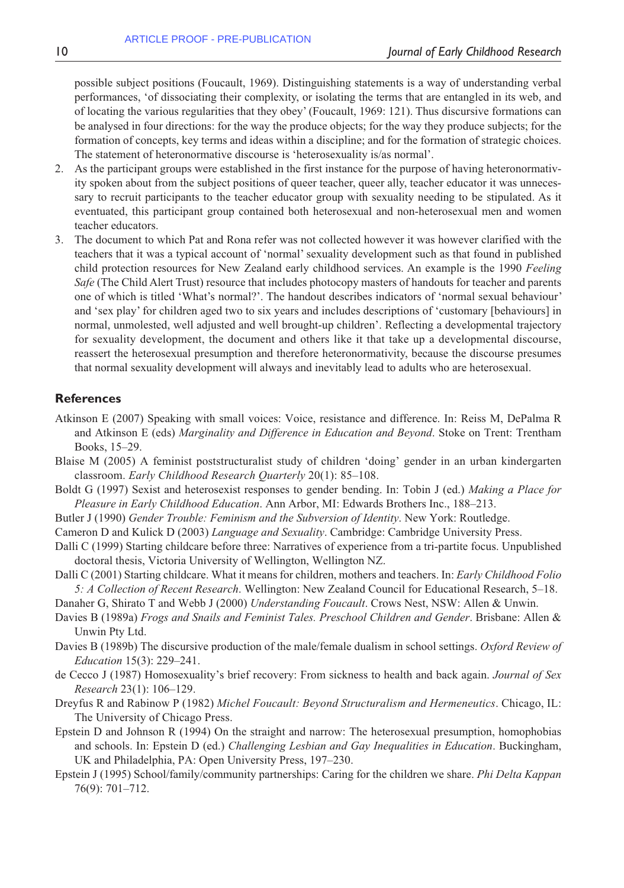possible subject positions (Foucault, 1969). Distinguishing statements is a way of understanding verbal performances, 'of dissociating their complexity, or isolating the terms that are entangled in its web, and of locating the various regularities that they obey' (Foucault, 1969: 121). Thus discursive formations can be analysed in four directions: for the way the produce objects; for the way they produce subjects; for the formation of concepts, key terms and ideas within a discipline; and for the formation of strategic choices. The statement of heteronormative discourse is 'heterosexuality is/as normal'.

2. As the participant groups were established in the first instance for the purpose of having heteronormativity spoken about from the subject positions of queer teacher, queer ally, teacher educator it was unnecessary to recruit participants to the teacher educator group with sexuality needing to be stipulated. As it eventuated, this participant group contained both heterosexual and non-heterosexual men and women teacher educators.
3. The document to which Pat and Rona refer was not collected however it was however clarified with the teachers that it was a typical account of 'normal' sexuality development such as that found in published child protection resources for New Zealand early childhood services. An example is the 1990 *Feeling Safe* (The Child Alert Trust) resource that includes photocopy masters of handouts for teacher and parents one of which is titled 'What's normal?'. The handout describes indicators of 'normal sexual behaviour' and 'sex play' for children aged two to six years and includes descriptions of 'customary [behaviours] in normal, unmolested, well adjusted and well brought-up children'. Reflecting a developmental trajectory for sexuality development, the document and others like it that take up a developmental discourse, reassert the heterosexual presumption and therefore heteronormativity, because the discourse presumes that normal sexuality development will always and inevitably lead to adults who are heterosexual.

## References

Atkinson E (2007) Speaking with small voices: Voice, resistance and difference. In: Reiss M, DePalma R and Atkinson E (eds) *Marginality and Difference in Education and Beyond*. Stoke on Trent: Trentham Books, 15–29.

Blaise M (2005) A feminist poststructuralist study of children 'doing' gender in an urban kindergarten classroom. *Early Childhood Research Quarterly* 20(1): 85–108.

Boldt G (1997) Sexist and heterosexist responses to gender bending. In: Tobin J (ed.) *Making a Place for Pleasure in Early Childhood Education*. Ann Arbor, MI: Edwards Brothers Inc., 188–213.

Butler J (1990) *Gender Trouble: Feminism and the Subversion of Identity*. New York: Routledge.

Cameron D and Kulick D (2003) *Language and Sexuality*. Cambridge: Cambridge University Press.

Dalli C (1999) Starting childcare before three: Narratives of experience from a tri-partite focus. Unpublished doctoral thesis, Victoria University of Wellington, Wellington NZ.

Dalli C (2001) Starting childcare. What it means for children, mothers and teachers. In: *Early Childhood Folio 5: A Collection of Recent Research*. Wellington: New Zealand Council for Educational Research, 5–18.

Danaher G, Shirato T and Webb J (2000) *Understanding Foucault*. Crows Nest, NSW: Allen & Unwin.

Davies B (1989a) *Frogs and Snails and Feminist Tales. Preschool Children and Gender*. Brisbane: Allen & Unwin Pty Ltd.

Davies B (1989b) The discursive production of the male/female dualism in school settings. *Oxford Review of Education* 15(3): 229–241.

de Cecco J (1987) Homosexuality's brief recovery: From sickness to health and back again. *Journal of Sex Research* 23(1): 106–129.

Dreyfus R and Rabinow P (1982) *Michel Foucault: Beyond Structuralism and Hermeneutics*. Chicago, IL: The University of Chicago Press.

Epstein D and Johnson R (1994) On the straight and narrow: The heterosexual presumption, homophobias and schools. In: Epstein D (ed.) *Challenging Lesbian and Gay Inequalities in Education*. Buckingham, UK and Philadelphia, PA: Open University Press, 197–230.

Epstein J (1995) School/family/community partnerships: Caring for the children we share. *Phi Delta Kappan* 76(9): 701–712.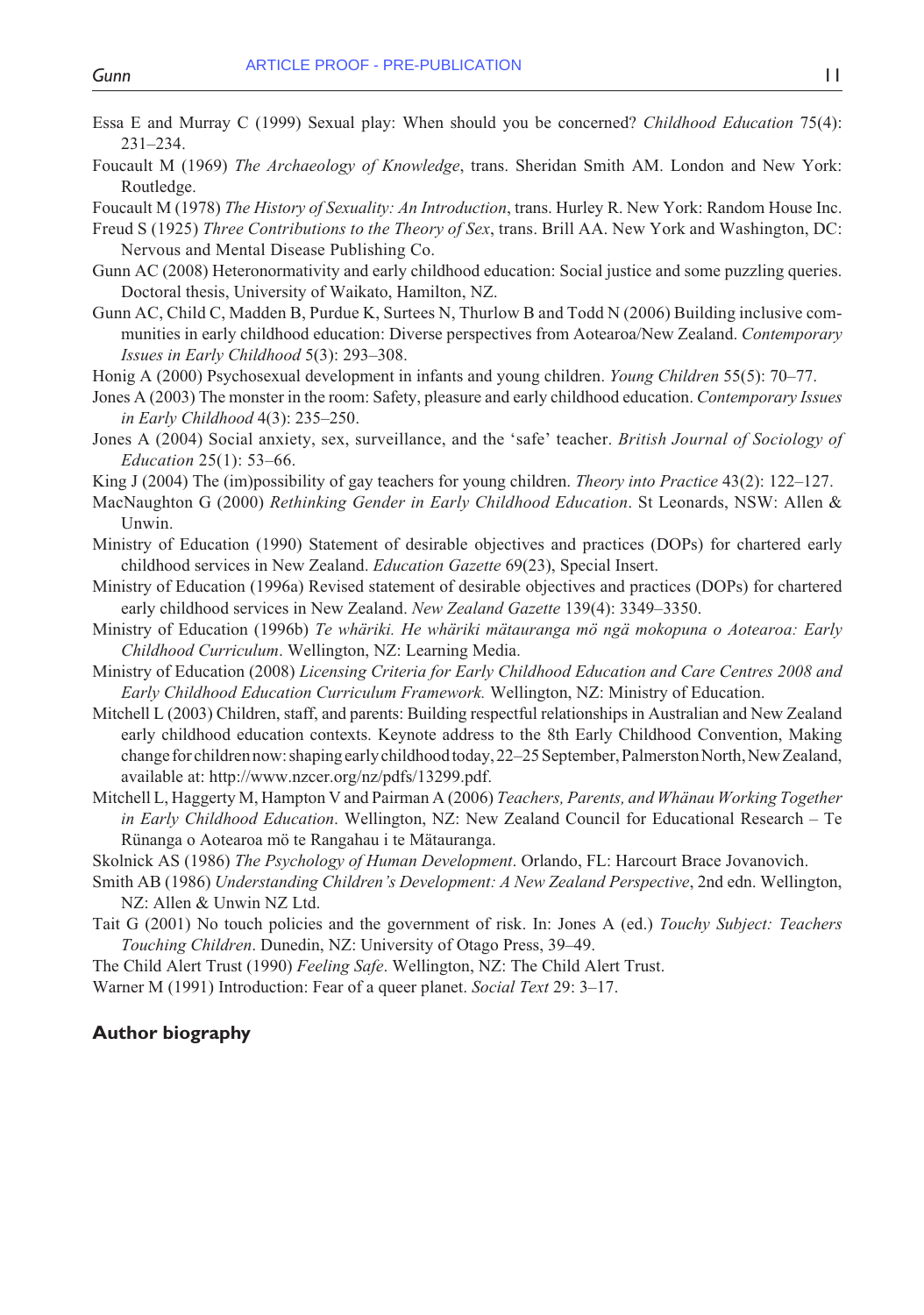Essa E and Murray C (1999) Sexual play: When should you be concerned? *Childhood Education* 75(4): 231–234.

Foucault M (1969) *The Archaeology of Knowledge*, trans. Sheridan Smith AM. London and New York: Routledge.

Foucault M (1978) *The History of Sexuality: An Introduction*, trans. Hurley R. New York: Random House Inc.

Freud S (1925) *Three Contributions to the Theory of Sex*, trans. Brill AA. New York and Washington, DC: Nervous and Mental Disease Publishing Co.

Gunn AC (2008) Heteronormativity and early childhood education: Social justice and some puzzling queries. Doctoral thesis, University of Waikato, Hamilton, NZ.

Gunn AC, Child C, Madden B, Purdue K, Surtees N, Thurlow B and Todd N (2006) Building inclusive communities in early childhood education: Diverse perspectives from Aotearoa/New Zealand. *Contemporary Issues in Early Childhood* 5(3): 293–308.

Honig A (2000) Psychosexual development in infants and young children. *Young Children* 55(5): 70–77.

Jones A (2003) The monster in the room: Safety, pleasure and early childhood education. *Contemporary Issues in Early Childhood* 4(3): 235–250.

Jones A (2004) Social anxiety, sex, surveillance, and the 'safe' teacher. *British Journal of Sociology of Education* 25(1): 53–66.

King J (2004) The (im)possibility of gay teachers for young children. *Theory into Practice* 43(2): 122–127.

MacNaughton G (2000) *Rethinking Gender in Early Childhood Education*. St Leonards, NSW: Allen & Unwin.

Ministry of Education (1990) Statement of desirable objectives and practices (DOPs) for chartered early childhood services in New Zealand. *Education Gazette* 69(23), Special Insert.

Ministry of Education (1996a) Revised statement of desirable objectives and practices (DOPs) for chartered early childhood services in New Zealand. *New Zealand Gazette* 139(4): 3349–3350.

Ministry of Education (1996b) *Te whäriki. He whäriki mätauranga mö ngä mokopuna o Aotearoa: Early Childhood Curriculum*. Wellington, NZ: Learning Media.

Ministry of Education (2008) *Licensing Criteria for Early Childhood Education and Care Centres 2008 and Early Childhood Education Curriculum Framework.* Wellington, NZ: Ministry of Education.

Mitchell L (2003) Children, staff, and parents: Building respectful relationships in Australian and New Zealand early childhood education contexts. Keynote address to the 8th Early Childhood Convention, Making change for children now: shaping early childhood today, 22–25 September, Palmerston North, New Zealand, available at: http://www.nzcer.org/nz/pdfs/13299.pdf.

Mitchell L, Haggerty M, Hampton V and Pairman A (2006) *Teachers, Parents, and Whänau Working Together in Early Childhood Education*. Wellington, NZ: New Zealand Council for Educational Research – Te Rünanga o Aotearoa mö te Rangahau i te Mätauranga.

Skolnick AS (1986) *The Psychology of Human Development*. Orlando, FL: Harcourt Brace Jovanovich.

Smith AB (1986) *Understanding Children's Development: A New Zealand Perspective*, 2nd edn. Wellington, NZ: Allen & Unwin NZ Ltd.

Tait G (2001) No touch policies and the government of risk. In: Jones A (ed.) *Touchy Subject: Teachers Touching Children*. Dunedin, NZ: University of Otago Press, 39–49.

The Child Alert Trust (1990) *Feeling Safe*. Wellington, NZ: The Child Alert Trust.

Warner M (1991) Introduction: Fear of a queer planet. *Social Text* 29: 3–17.

## Author biography